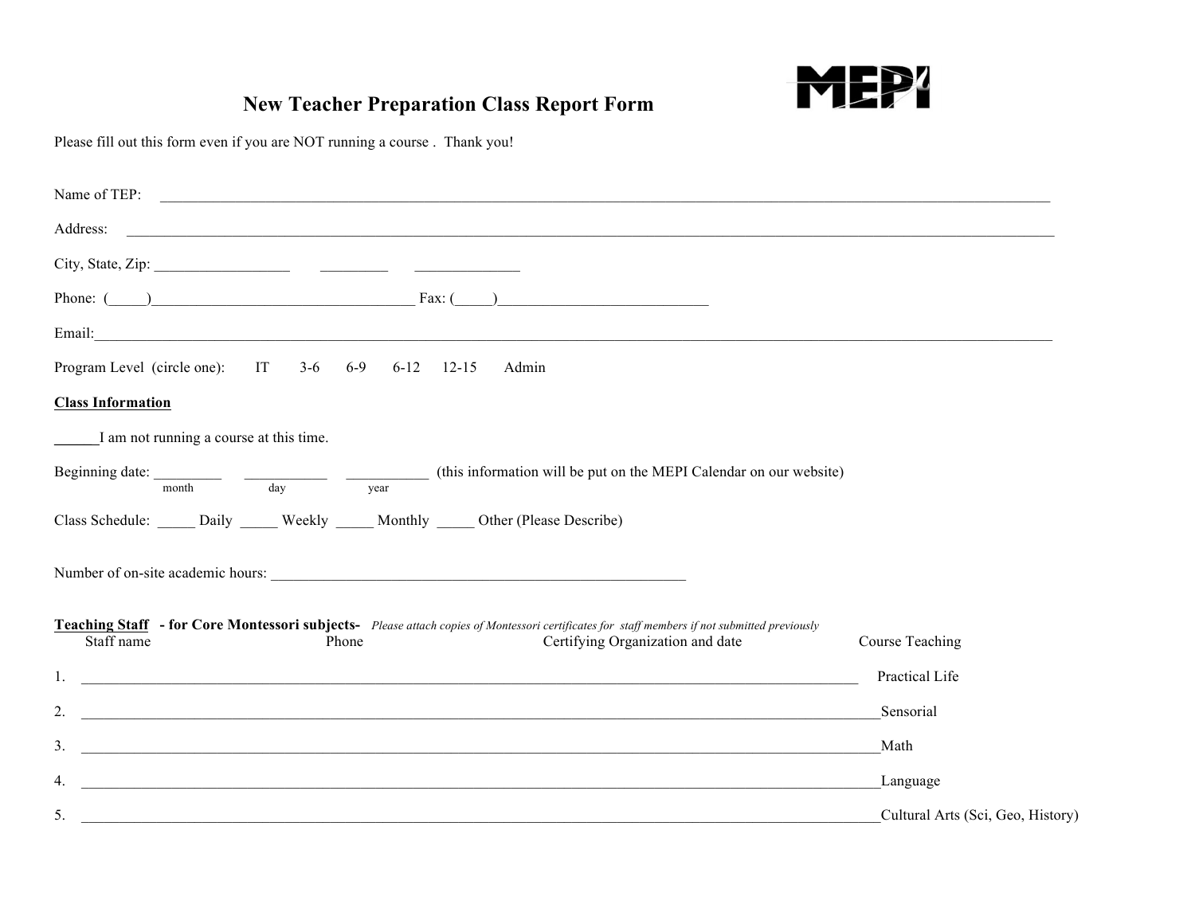# New Teacher Preparation Class Report Form

MEPI

Please fill out this form even if you are NOT running a course . Thank you!

Name of TEP: ____________________________________________________________________________________

Address: ________________________________________________________________________________________

City, State, Zip: __________________ _________ ______________

Phone: (_____)___________________________________ Fax: (_____)____________________________

Email:___________________________________________________________________________________________

Program Level (circle one): IT 3-6 6-9 6-12 12-15 Admin

**Class Information**

______I am not running a course at this time.

Beginning date: _________ ___________ ___________ (this information will be put on the MEPI Calendar on our website)
month day year

Class Schedule: _____ Daily _____ Weekly _____ Monthly _____ Other (Please Describe)

Number of on-site academic hours: ________________________________________________________

**Teaching Staff - for Core Montessori subjects-** *Please attach copies of Montessori certificates for staff members if not submitted previously*

| | Staff name | Phone | Certifying Organization and date | Course Teaching |
|---|---|---|---|---|
| 1. | | | | Practical Life |
| 2. | | | | Sensorial |
| 3. | | | | Math |
| 4. | | | | Language |
| 5. | | | | Cultural Arts (Sci, Geo, History) |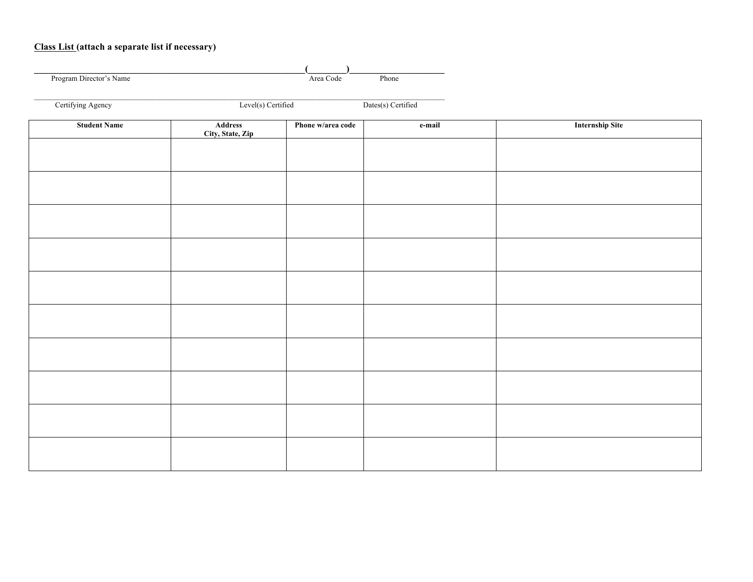**<u>Class List</u> (attach a separate list if necessary)**

\_\_\_\_\_\_\_\_\_\_\_\_\_\_\_\_\_\_\_\_\_\_\_\_\_\_\_\_\_\_\_\_\_\_\_\_\_\_\_\_\_\_\_\_\_\_\_\_\_\_\_\_(\_\_\_\_\_\_\_\_)\_\_\_\_\_\_\_\_\_\_\_\_\_\_\_\_\_\_\_\_
Program Director's Name Area Code Phone

\_\_\_\_\_\_\_\_\_\_\_\_\_\_\_\_\_\_\_\_\_\_\_\_\_\_\_\_\_\_\_\_\_\_\_\_\_\_\_\_\_\_\_\_\_\_\_\_\_\_\_\_\_\_\_\_\_\_\_\_\_\_\_\_\_\_\_\_\_\_\_\_\_\_\_\_\_\_
Certifying Agency Level(s) Certified Dates(s) Certified

| Student Name | Address<br>City, State, Zip | Phone w/area code | e-mail | Internship Site |
|---|---|---|---|---|
| | | | | |
| | | | | |
| | | | | |
| | | | | |
| | | | | |
| | | | | |
| | | | | |
| | | | | |
| | | | | |
| | | | | |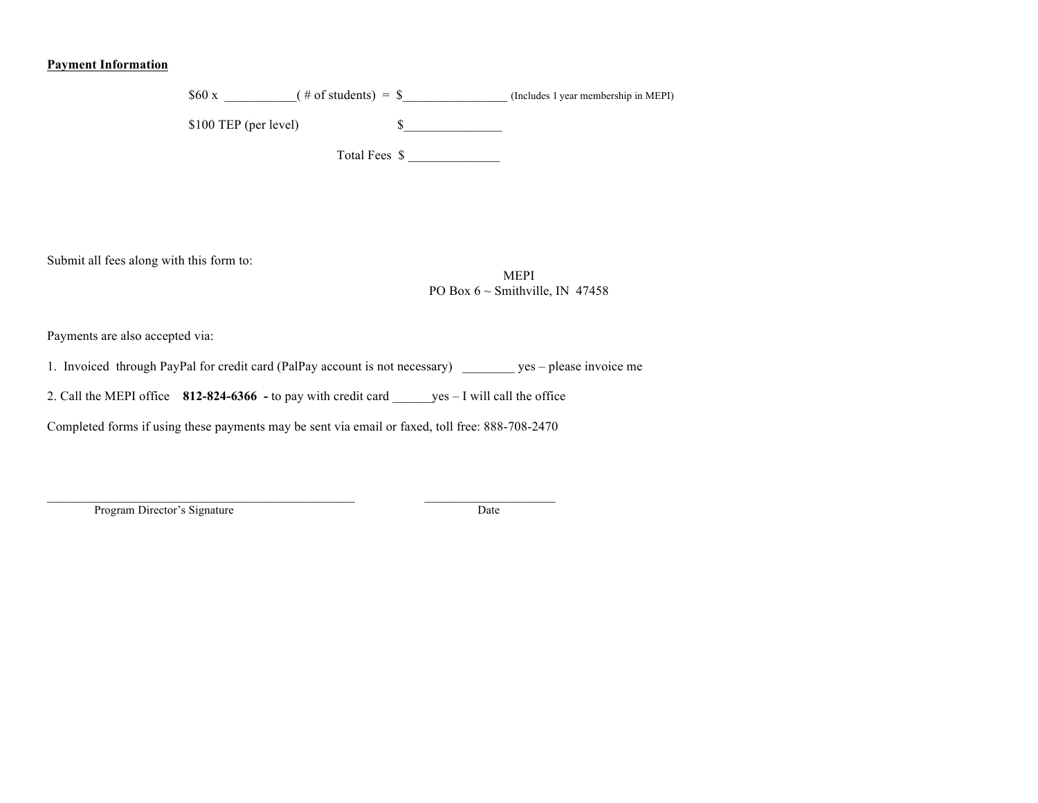**Payment Information**

$60 x __________( # of students) = $_______________ (Includes 1 year membership in MEPI)

$100 TEP (per level) $______________

Total Fees $ _____________

Submit all fees along with this form to:

MEPI
PO Box 6 ~ Smithville, IN 47458

Payments are also accepted via:

1. Invoiced through PayPal for credit card (PalPay account is not necessary) ________ yes – please invoice me

2. Call the MEPI office **812-824-6366 -** to pay with credit card ______yes – I will call the office

Completed forms if using these payments may be sent via email or faxed, toll free: 888-708-2470

_____________________________________________ Program Director's Signature

____________________ Date